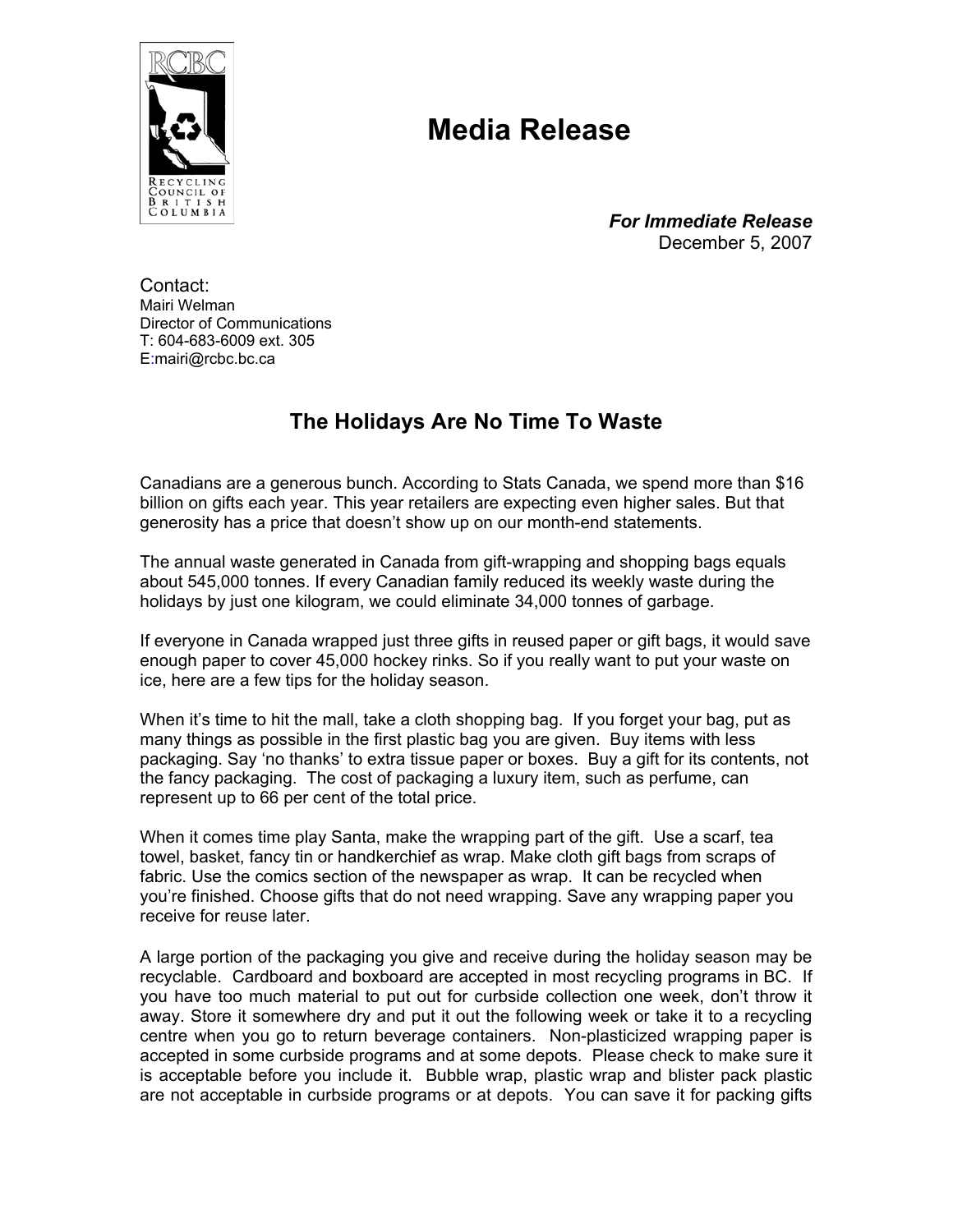RCBC

RECYCLING COUNCIL OF BRITISH COLUMBIA

# Media Release

***For Immediate Release***
December 5, 2007

Contact:
Mairi Welman
Director of Communications
T: 604-683-6009 ext. 305
E:mairi@rcbc.bc.ca

## The Holidays Are No Time To Waste

Canadians are a generous bunch. According to Stats Canada, we spend more than $16 billion on gifts each year. This year retailers are expecting even higher sales. But that generosity has a price that doesn't show up on our month-end statements.

The annual waste generated in Canada from gift-wrapping and shopping bags equals about 545,000 tonnes. If every Canadian family reduced its weekly waste during the holidays by just one kilogram, we could eliminate 34,000 tonnes of garbage.

If everyone in Canada wrapped just three gifts in reused paper or gift bags, it would save enough paper to cover 45,000 hockey rinks. So if you really want to put your waste on ice, here are a few tips for the holiday season.

When it's time to hit the mall, take a cloth shopping bag. If you forget your bag, put as many things as possible in the first plastic bag you are given. Buy items with less packaging. Say 'no thanks' to extra tissue paper or boxes. Buy a gift for its contents, not the fancy packaging. The cost of packaging a luxury item, such as perfume, can represent up to 66 per cent of the total price.

When it comes time play Santa, make the wrapping part of the gift. Use a scarf, tea towel, basket, fancy tin or handkerchief as wrap. Make cloth gift bags from scraps of fabric. Use the comics section of the newspaper as wrap. It can be recycled when you're finished. Choose gifts that do not need wrapping. Save any wrapping paper you receive for reuse later.

A large portion of the packaging you give and receive during the holiday season may be recyclable. Cardboard and boxboard are accepted in most recycling programs in BC. If you have too much material to put out for curbside collection one week, don't throw it away. Store it somewhere dry and put it out the following week or take it to a recycling centre when you go to return beverage containers. Non-plasticized wrapping paper is accepted in some curbside programs and at some depots. Please check to make sure it is acceptable before you include it. Bubble wrap, plastic wrap and blister pack plastic are not acceptable in curbside programs or at depots. You can save it for packing gifts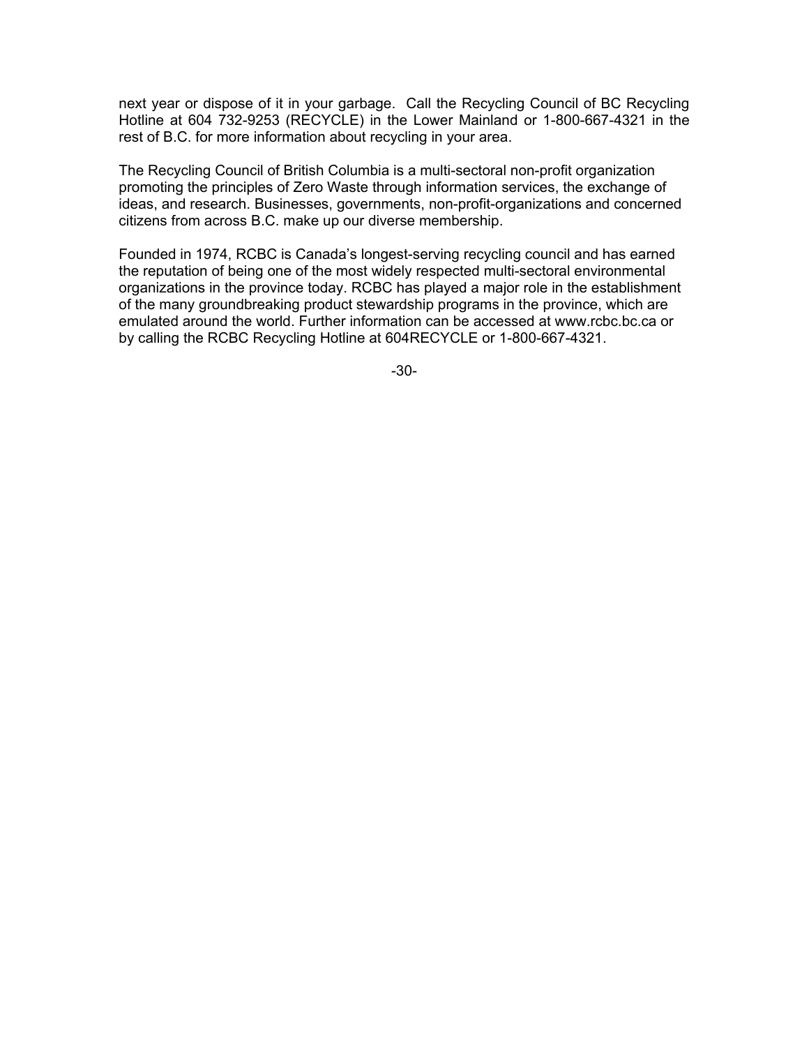next year or dispose of it in your garbage. Call the Recycling Council of BC Recycling Hotline at 604 732-9253 (RECYCLE) in the Lower Mainland or 1-800-667-4321 in the rest of B.C. for more information about recycling in your area.

The Recycling Council of British Columbia is a multi-sectoral non-profit organization promoting the principles of Zero Waste through information services, the exchange of ideas, and research. Businesses, governments, non-profit-organizations and concerned citizens from across B.C. make up our diverse membership.

Founded in 1974, RCBC is Canada's longest-serving recycling council and has earned the reputation of being one of the most widely respected multi-sectoral environmental organizations in the province today. RCBC has played a major role in the establishment of the many groundbreaking product stewardship programs in the province, which are emulated around the world. Further information can be accessed at www.rcbc.bc.ca or by calling the RCBC Recycling Hotline at 604RECYCLE or 1-800-667-4321.

-30-